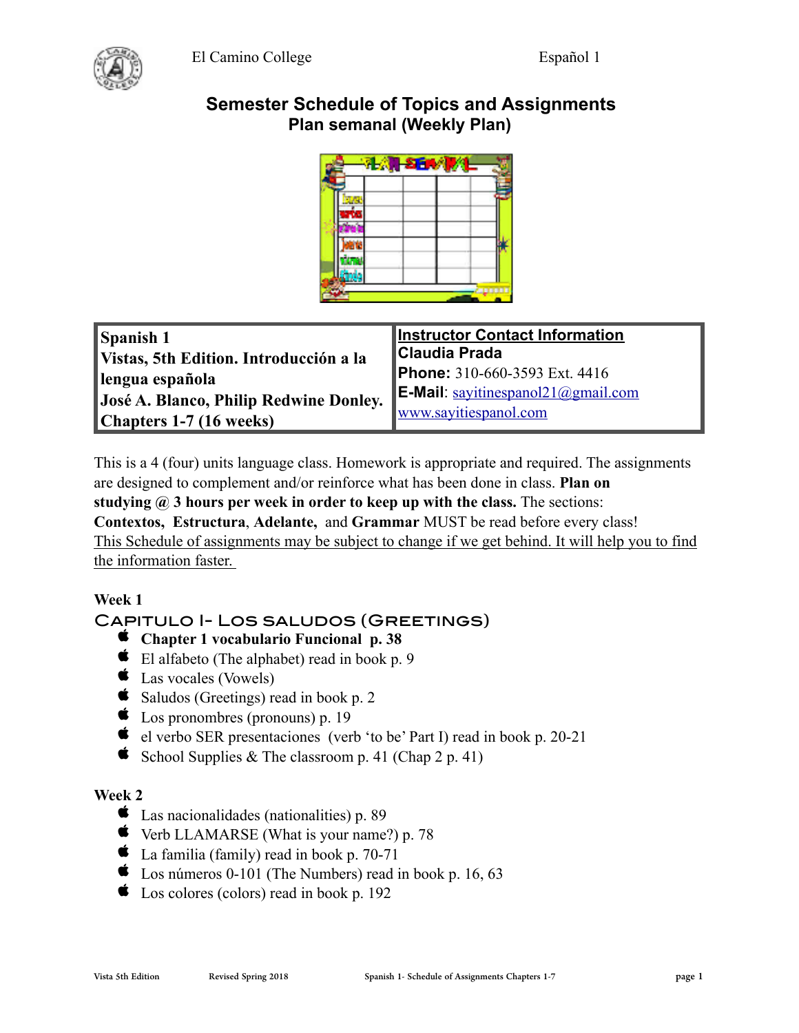El Camino College Español 1

# Semester Schedule of Topics and Assignments
## Plan semanal (Weekly Plan)

| **Spanish 1**<br>**Vistas, 5th Edition. Introducción a la lengua española**<br>**José A. Blanco, Philip Redwine Donley.**<br>**Chapters 1-7 (16 weeks)** | **Instructor Contact Information**<br>**Claudia Prada**<br>**Phone:** 310-660-3593 Ext. 4416<br>**E-Mail**: sayitinespanol21@gmail.com<br>www.sayitiespanol.com |
|---|---|

This is a 4 (four) units language class. Homework is appropriate and required. The assignments are designed to complement and/or reinforce what has been done in class. **Plan on studying @ 3 hours per week in order to keep up with the class.** The sections: **Contextos, Estructura**, **Adelante,** and **Grammar** MUST be read before every class!
This Schedule of assignments may be subject to change if we get behind. It will help you to find the information faster.

**Week 1**

### Capitulo I- Los saludos (Greetings)

- **Chapter 1 vocabulario Funcional p. 38**
- El alfabeto (The alphabet) read in book p. 9
- Las vocales (Vowels)
- Saludos (Greetings) read in book p. 2
- Los pronombres (pronouns) p. 19
- el verbo SER presentaciones (verb 'to be' Part I) read in book p. 20-21
- School Supplies & The classroom p. 41 (Chap 2 p. 41)

**Week 2**

- Las nacionalidades (nationalities) p. 89
- Verb LLAMARSE (What is your name?) p. 78
- La familia (family) read in book p. 70-71
- Los números 0-101 (The Numbers) read in book p. 16, 63
- Los colores (colors) read in book p. 192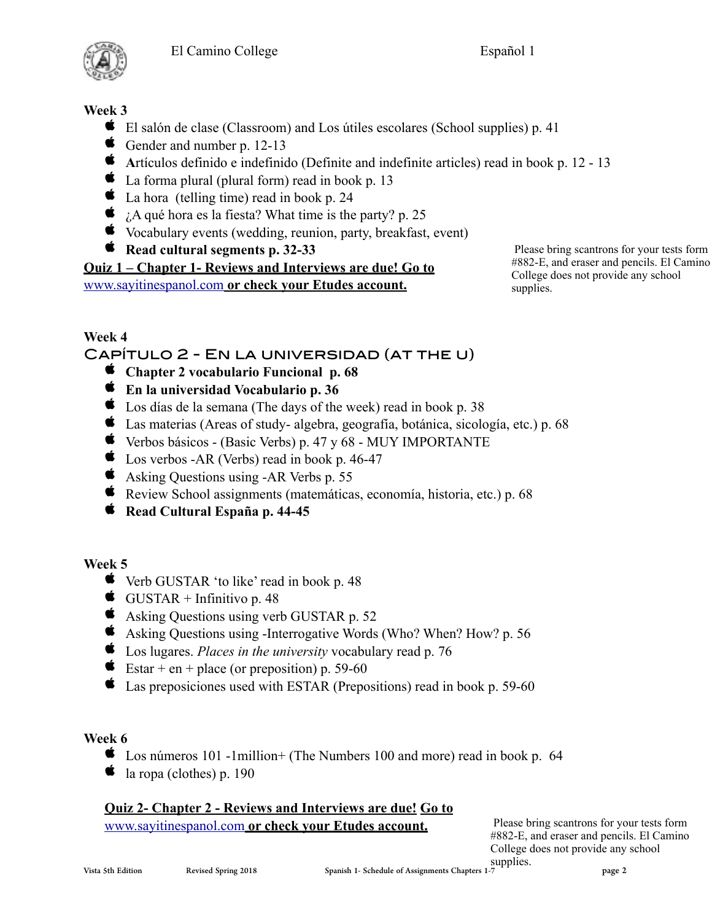### Week 3

- El salón de clase (Classroom) and Los útiles escolares (School supplies) p. 41
- Gender and number p. 12-13
- **A**rtículos definido e indefinido (Definite and indefinite articles) read in book p. 12 - 13
- La forma plural (plural form) read in book p. 13
- La hora (telling time) read in book p. 24
- ¿A qué hora es la fiesta? What time is the party? p. 25
- Vocabulary events (wedding, reunion, party, breakfast, event)
- **Read cultural segments p. 32-33**

**Quiz 1 – Chapter 1- Reviews and Interviews are due! Go to** www.sayitinespanol.com **or check your Etudes account.**

Please bring scantrons for your tests form #882-E, and eraser and pencils. El Camino College does not provide any school supplies.

### Week 4

## Capítulo 2 - En la universidad (at the U)

- **Chapter 2 vocabulario Funcional p. 68**
- **En la universidad Vocabulario p. 36**
- Los días de la semana (The days of the week) read in book p. 38
- Las materias (Areas of study- algebra, geografía, botánica, sicología, etc.) p. 68
- Verbos básicos - (Basic Verbs) p. 47 y 68 - MUY IMPORTANTE
- Los verbos -AR (Verbs) read in book p. 46-47
- Asking Questions using -AR Verbs p. 55
- Review School assignments (matemáticas, economía, historia, etc.) p. 68
- **Read Cultural España p. 44-45**

### Week 5

- Verb GUSTAR 'to like' read in book p. 48
- GUSTAR + Infinitivo p. 48
- Asking Questions using verb GUSTAR p. 52
- Asking Questions using -Interrogative Words (Who? When? How? p. 56
- Los lugares. *Places in the university* vocabulary read p. 76
- Estar + en + place (or preposition) p. 59-60
- Las preposiciones used with ESTAR (Prepositions) read in book p. 59-60

### Week 6

- Los números 101 -1million+ (The Numbers 100 and more) read in book p. 64
- la ropa (clothes) p. 190

**Quiz 2- Chapter 2 - Reviews and Interviews are due! Go to** www.sayitinespanol.com **or check your Etudes account.**

Please bring scantrons for your tests form #882-E, and eraser and pencils. El Camino College does not provide any school supplies.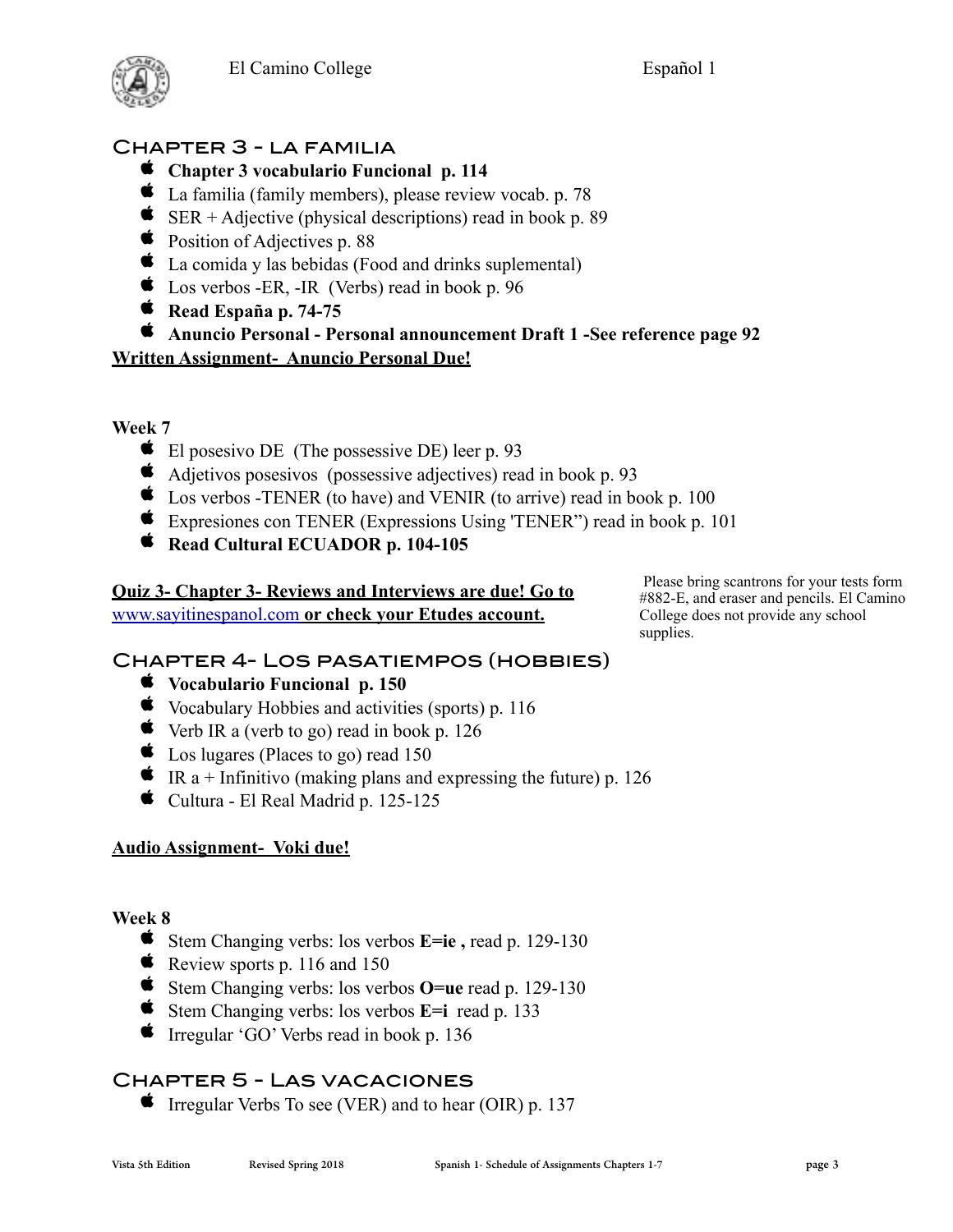## Chapter 3 - la familia

- **Chapter 3 vocabulario Funcional p. 114**
- La familia (family members), please review vocab. p. 78
- SER + Adjective (physical descriptions) read in book p. 89
- Position of Adjectives p. 88
- La comida y las bebidas (Food and drinks suplemental)
- Los verbos -ER, -IR (Verbs) read in book p. 96
- **Read España p. 74-75**
- **Anuncio Personal - Personal announcement Draft 1 -See reference page 92**

**Written Assignment- Anuncio Personal Due!**

**Week 7**

- El posesivo DE (The possessive DE) leer p. 93
- Adjetivos posesivos (possessive adjectives) read in book p. 93
- Los verbos -TENER (to have) and VENIR (to arrive) read in book p. 100
- Expresiones con TENER (Expressions Using 'TENER") read in book p. 101
- **Read Cultural ECUADOR p. 104-105**

**Quiz 3- Chapter 3- Reviews and Interviews are due! Go to** www.sayitinespanol.com **or check your Etudes account.**

Please bring scantrons for your tests form #882-E, and eraser and pencils. El Camino College does not provide any school supplies.

## Chapter 4- Los pasatiempos (hobbies)

- **Vocabulario Funcional p. 150**
- Vocabulary Hobbies and activities (sports) p. 116
- Verb IR a (verb to go) read in book p. 126
- Los lugares (Places to go) read 150
- IR a + Infinitivo (making plans and expressing the future) p. 126
- Cultura - El Real Madrid p. 125-125

**Audio Assignment- Voki due!**

**Week 8**

- Stem Changing verbs: los verbos **E=ie ,** read p. 129-130
- Review sports p. 116 and 150
- Stem Changing verbs: los verbos **O=ue** read p. 129-130
- Stem Changing verbs: los verbos **E=i** read p. 133
- Irregular 'GO' Verbs read in book p. 136

## Chapter 5 - Las vacaciones

- Irregular Verbs To see (VER) and to hear (OIR) p. 137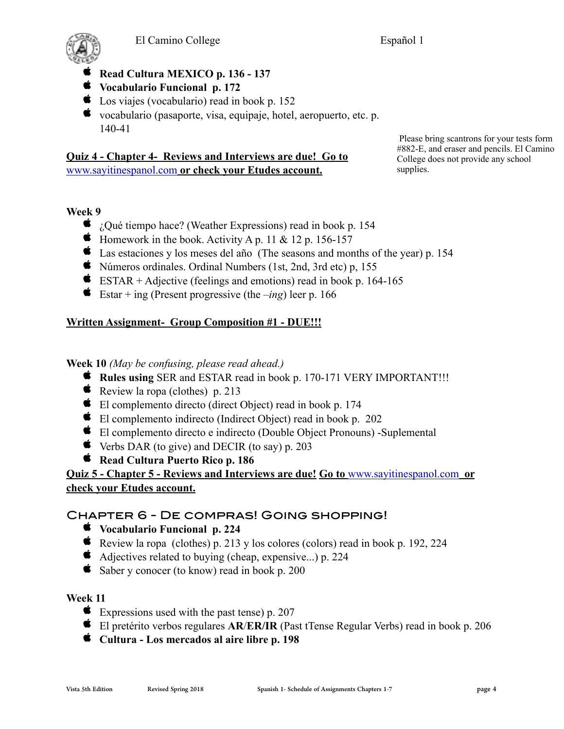- **Read Cultura MEXICO p. 136 - 137**
- **Vocabulario Funcional p. 172**
- Los viajes (vocabulario) read in book p. 152
- vocabulario (pasaporte, visa, equipaje, hotel, aeropuerto, etc. p. 140-41

Please bring scantrons for your tests form #882-E, and eraser and pencils. El Camino College does not provide any school supplies.

**Quiz 4 - Chapter 4- Reviews and Interviews are due! Go to www.sayitinespanol.com or check your Etudes account.**

**Week 9**

- ¿Qué tiempo hace? (Weather Expressions) read in book p. 154
- Homework in the book. Activity A p. 11 & 12 p. 156-157
- Las estaciones y los meses del año (The seasons and months of the year) p. 154
- Números ordinales. Ordinal Numbers (1st, 2nd, 3rd etc) p, 155
- ESTAR + Adjective (feelings and emotions) read in book p. 164-165
- Estar + ing (Present progressive (the *–ing*) leer p. 166

**Written Assignment- Group Composition #1 - DUE!!!**

**Week 10** *(May be confusing, please read ahead.)*

- **Rules using** SER and ESTAR read in book p. 170-171 VERY IMPORTANT!!!
- Review la ropa (clothes) p. 213
- El complemento directo (direct Object) read in book p. 174
- El complemento indirecto (Indirect Object) read in book p. 202
- El complemento directo e indirecto (Double Object Pronouns) -Suplemental
- Verbs DAR (to give) and DECIR (to say) p. 203
- **Read Cultura Puerto Rico p. 186**

**Quiz 5 - Chapter 5 - Reviews and Interviews are due! Go to www.sayitinespanol.com or check your Etudes account.**

## Chapter 6 - De compras! Going shopping!

- **Vocabulario Funcional p. 224**
- Review la ropa (clothes) p. 213 y los colores (colors) read in book p. 192, 224
- Adjectives related to buying (cheap, expensive...) p. 224
- Saber y conocer (to know) read in book p. 200

**Week 11**

- Expressions used with the past tense) p. 207
- El pretérito verbos regulares **AR**/**ER**/**IR** (Past tTense Regular Verbs) read in book p. 206
- **Cultura - Los mercados al aire libre p. 198**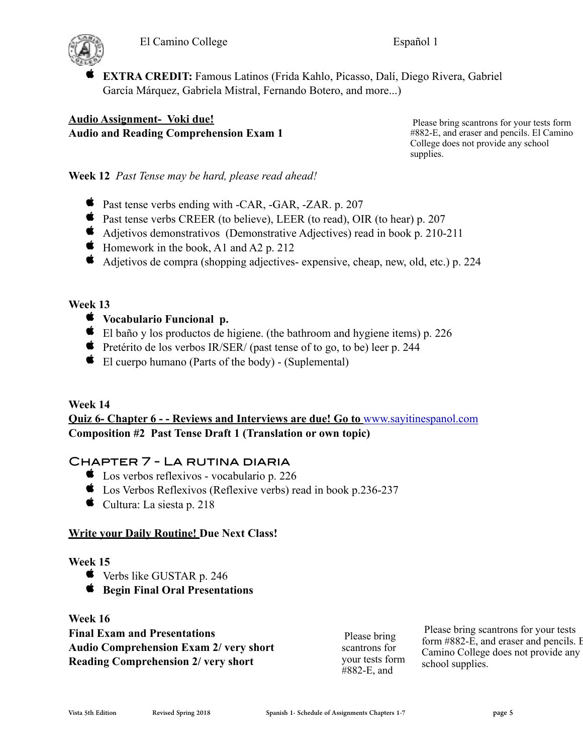- **EXTRA CREDIT:** Famous Latinos (Frida Kahlo, Picasso, Dalí, Diego Rivera, Gabriel García Márquez, Gabriela Mistral, Fernando Botero, and more...)

**Audio Assignment- Voki due!**
**Audio and Reading Comprehension Exam 1**

Please bring scantrons for your tests form #882-E, and eraser and pencils. El Camino College does not provide any school supplies.

**Week 12** *Past Tense may be hard, please read ahead!*

- Past tense verbs ending with -CAR, -GAR, -ZAR. p. 207
- Past tense verbs CREER (to believe), LEER (to read), OIR (to hear) p. 207
- Adjetivos demonstrativos (Demonstrative Adjectives) read in book p. 210-211
- Homework in the book, A1 and A2 p. 212
- Adjetivos de compra (shopping adjectives- expensive, cheap, new, old, etc.) p. 224

**Week 13**

- **Vocabulario Funcional p.**
- El baño y los productos de higiene. (the bathroom and hygiene items) p. 226
- Pretérito de los verbos IR/SER/ (past tense of to go, to be) leer p. 244
- El cuerpo humano (Parts of the body) - (Suplemental)

**Week 14**
**Quiz 6- Chapter 6 - - Reviews and Interviews are due! Go to www.sayitinespanol.com**
**Composition #2 Past Tense Draft 1 (Translation or own topic)**

## Chapter 7 - La rutina diaria

- Los verbos reflexivos - vocabulario p. 226
- Los Verbos Reflexivos (Reflexive verbs) read in book p.236-237
- Cultura: La siesta p. 218

**Write your Daily Routine! Due Next Class!**

**Week 15**

- Verbs like GUSTAR p. 246
- **Begin Final Oral Presentations**

**Week 16**
**Final Exam and Presentations**
**Audio Comprehension Exam 2/ very short**
**Reading Comprehension 2/ very short**

Please bring scantrons for your tests form #882-E, and

Please bring scantrons for your tests form #882-E, and eraser and pencils. El Camino College does not provide any school supplies.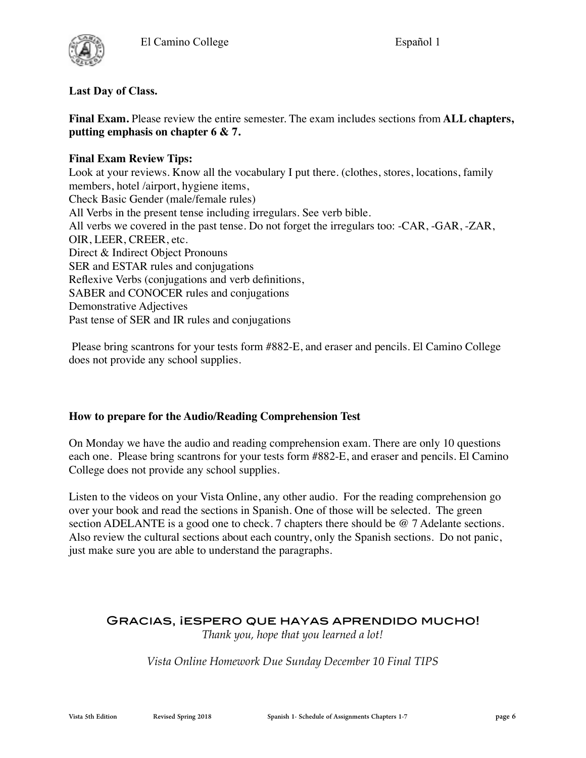**Last Day of Class.**

**Final Exam.** Please review the entire semester. The exam includes sections from **ALL chapters, putting emphasis on chapter 6 & 7.**

**Final Exam Review Tips:**

Look at your reviews. Know all the vocabulary I put there. (clothes, stores, locations, family members, hotel /airport, hygiene items,
Check Basic Gender (male/female rules)
All Verbs in the present tense including irregulars. See verb bible.
All verbs we covered in the past tense. Do not forget the irregulars too: -CAR, -GAR, -ZAR, OIR, LEER, CREER, etc.
Direct & Indirect Object Pronouns
SER and ESTAR rules and conjugations
Reflexive Verbs (conjugations and verb definitions,
SABER and CONOCER rules and conjugations
Demonstrative Adjectives
Past tense of SER and IR rules and conjugations

Please bring scantrons for your tests form #882-E, and eraser and pencils. El Camino College does not provide any school supplies.

**How to prepare for the Audio/Reading Comprehension Test**

On Monday we have the audio and reading comprehension exam. There are only 10 questions each one. Please bring scantrons for your tests form #882-E, and eraser and pencils. El Camino College does not provide any school supplies.

Listen to the videos on your Vista Online, any other audio. For the reading comprehension go over your book and read the sections in Spanish. One of those will be selected. The green section ADELANTE is a good one to check. 7 chapters there should be @ 7 Adelante sections. Also review the cultural sections about each country, only the Spanish sections. Do not panic, just make sure you are able to understand the paragraphs.

## Gracias, ¡espero que hayas aprendido mucho!

*Thank you, hope that you learned a lot!*

*Vista Online Homework Due Sunday December 10 Final TIPS*